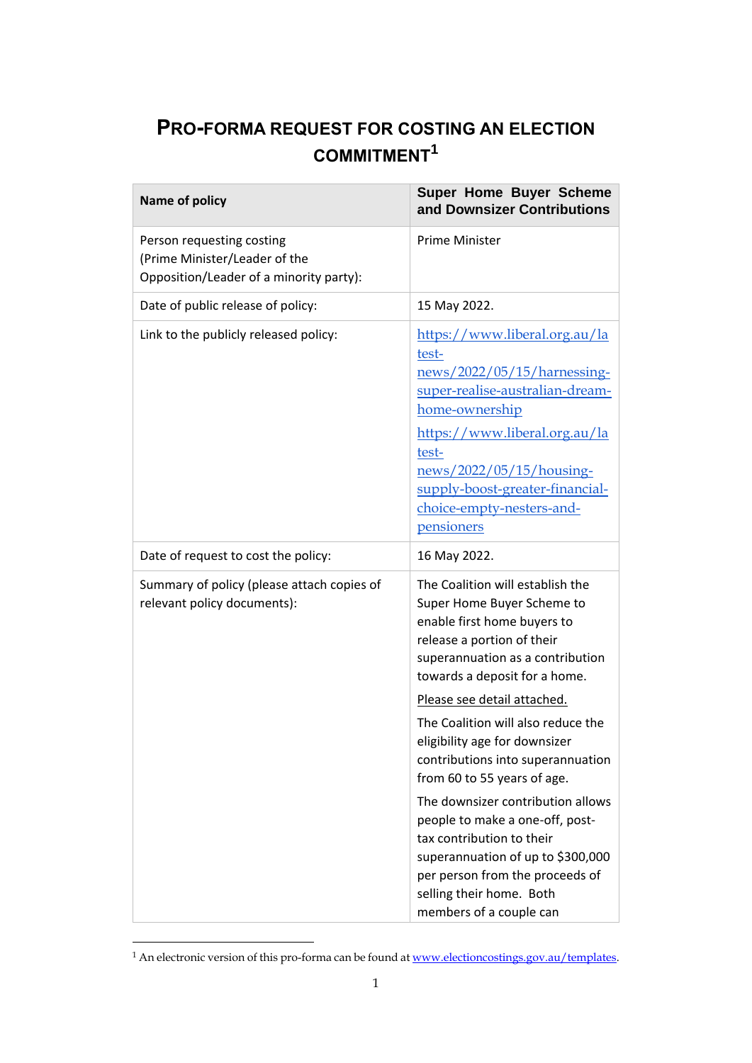# PRO-FORMA REQUEST FOR COSTING AN ELECTION COMMITMENT[1]

| Name of policy | Super Home Buyer Scheme and Downsizer Contributions |
|---|---|
| Person requesting costing (Prime Minister/Leader of the Opposition/Leader of a minority party): | Prime Minister |
| Date of public release of policy: | 15 May 2022. |
| Link to the publicly released policy: | https://www.liberal.org.au/latest-news/2022/05/15/harnessing-super-realise-australian-dream-home-ownership<br><br>https://www.liberal.org.au/latest-news/2022/05/15/housing-supply-boost-greater-financial-choice-empty-nesters-and-pensioners |
| Date of request to cost the policy: | 16 May 2022. |
| Summary of policy (please attach copies of relevant policy documents): | The Coalition will establish the Super Home Buyer Scheme to enable first home buyers to release a portion of their superannuation as a contribution towards a deposit for a home.<br><br>Please see detail attached.<br><br>The Coalition will also reduce the eligibility age for downsizer contributions into superannuation from 60 to 55 years of age.<br><br>The downsizer contribution allows people to make a one-off, post-tax contribution to their superannuation of up to $300,000 per person from the proceeds of selling their home. Both members of a couple can |

[1] An electronic version of this pro-forma can be found at www.electioncostings.gov.au/templates.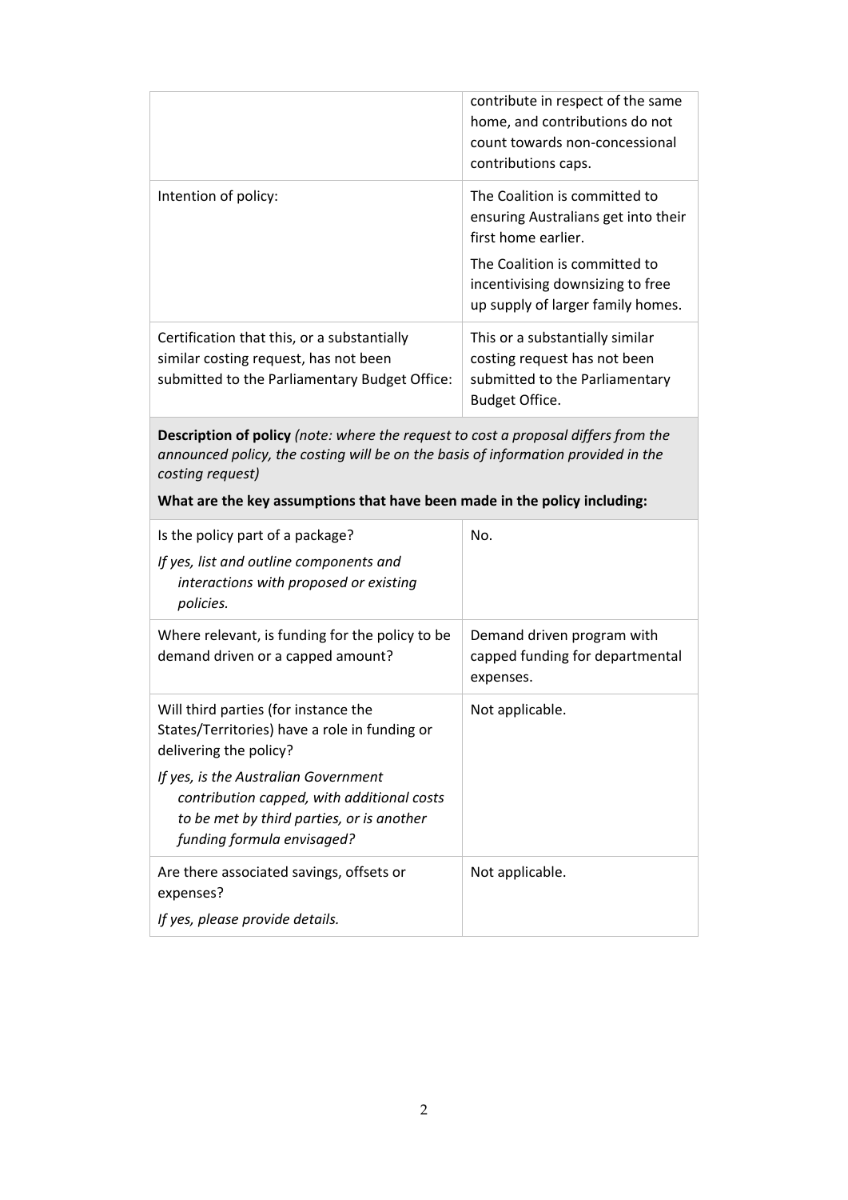| | |
|---|---|
| | contribute in respect of the same home, and contributions do not count towards non-concessional contributions caps. |
| Intention of policy: | The Coalition is committed to ensuring Australians get into their first home earlier.<br><br>The Coalition is committed to incentivising downsizing to free up supply of larger family homes. |
| Certification that this, or a substantially similar costing request, has not been submitted to the Parliamentary Budget Office: | This or a substantially similar costing request has not been submitted to the Parliamentary Budget Office. |

**Description of policy** *(note: where the request to cost a proposal differs from the announced policy, the costing will be on the basis of information provided in the costing request)*

**What are the key assumptions that have been made in the policy including:**

| | |
|---|---|
| Is the policy part of a package?<br><br>*If yes, list and outline components and interactions with proposed or existing policies.* | No. |
| Where relevant, is funding for the policy to be demand driven or a capped amount? | Demand driven program with capped funding for departmental expenses. |
| Will third parties (for instance the States/Territories) have a role in funding or delivering the policy?<br><br>*If yes, is the Australian Government contribution capped, with additional costs to be met by third parties, or is another funding formula envisaged?* | Not applicable. |
| Are there associated savings, offsets or expenses?<br><br>*If yes, please provide details.* | Not applicable. |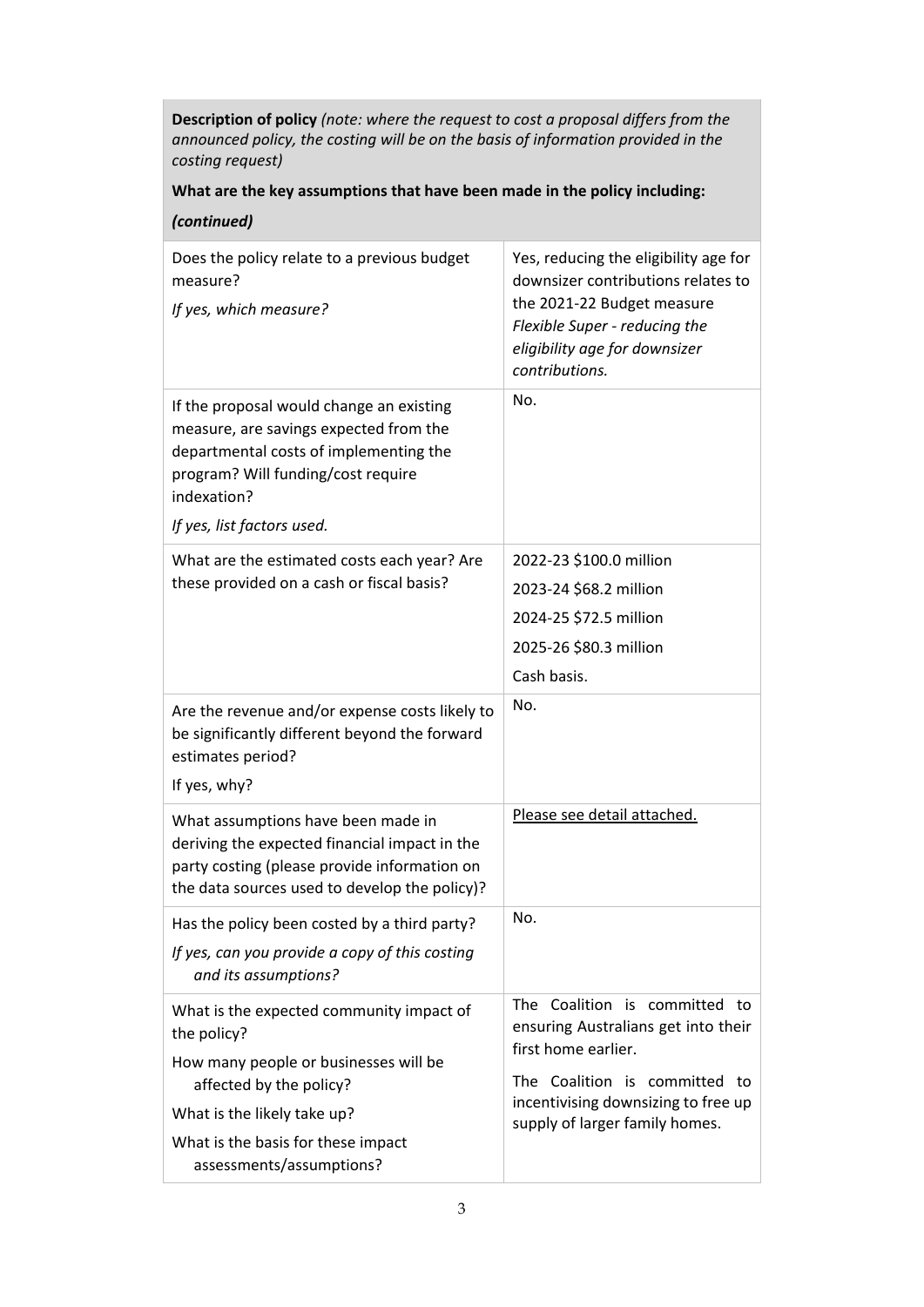**Description of policy** *(note: where the request to cost a proposal differs from the announced policy, the costing will be on the basis of information provided in the costing request)*

**What are the key assumptions that have been made in the policy including:**

***(continued)***

| | |
|---|---|
| Does the policy relate to a previous budget measure?<br><br>*If yes, which measure?* | Yes, reducing the eligibility age for downsizer contributions relates to the 2021-22 Budget measure *Flexible Super - reducing the eligibility age for downsizer contributions.* |
| If the proposal would change an existing measure, are savings expected from the departmental costs of implementing the program? Will funding/cost require indexation?<br><br>*If yes, list factors used.* | No. |
| What are the estimated costs each year? Are these provided on a cash or fiscal basis? | 2022-23 $100.0 million<br>2023-24 $68.2 million<br>2024-25 $72.5 million<br>2025-26 $80.3 million<br>Cash basis. |
| Are the revenue and/or expense costs likely to be significantly different beyond the forward estimates period?<br><br>If yes, why? | No. |
| What assumptions have been made in deriving the expected financial impact in the party costing (please provide information on the data sources used to develop the policy)? | Please see detail attached. |
| Has the policy been costed by a third party?<br><br>*If yes, can you provide a copy of this costing and its assumptions?* | No. |
| What is the expected community impact of the policy?<br><br>How many people or businesses will be affected by the policy?<br><br>What is the likely take up?<br><br>What is the basis for these impact assessments/assumptions? | The Coalition is committed to ensuring Australians get into their first home earlier.<br><br>The Coalition is committed to incentivising downsizing to free up supply of larger family homes. |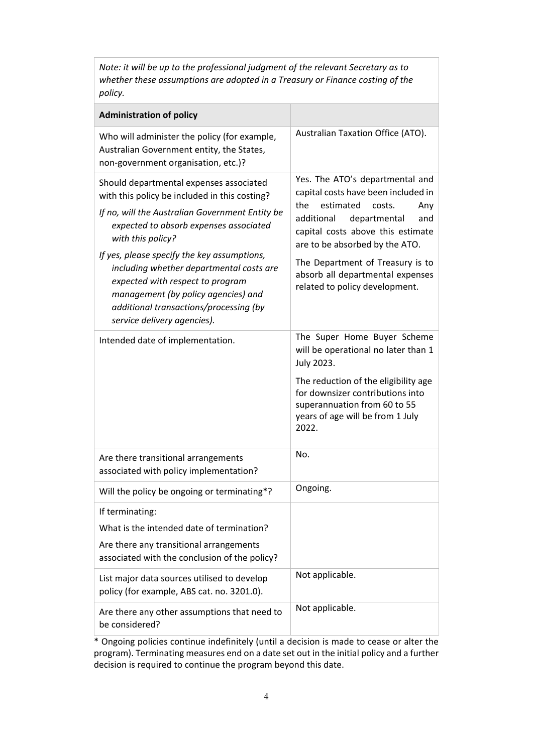*Note: it will be up to the professional judgment of the relevant Secretary as to whether these assumptions are adopted in a Treasury or Finance costing of the policy.*

| **Administration of policy** | |
|---|---|
| Who will administer the policy (for example, Australian Government entity, the States, non-government organisation, etc.)? | Australian Taxation Office (ATO). |
| Should departmental expenses associated with this policy be included in this costing?<br><br>*If no, will the Australian Government Entity be expected to absorb expenses associated with this policy?*<br><br>*If yes, please specify the key assumptions, including whether departmental costs are expected with respect to program management (by policy agencies) and additional transactions/processing (by service delivery agencies).* | Yes. The ATO's departmental and capital costs have been included in the estimated costs. Any additional departmental and capital costs above this estimate are to be absorbed by the ATO.<br><br>The Department of Treasury is to absorb all departmental expenses related to policy development. |
| Intended date of implementation. | The Super Home Buyer Scheme will be operational no later than 1 July 2023.<br><br>The reduction of the eligibility age for downsizer contributions into superannuation from 60 to 55 years of age will be from 1 July 2022. |
| Are there transitional arrangements associated with policy implementation? | No. |
| Will the policy be ongoing or terminating*? | Ongoing. |
| If terminating:<br><br>What is the intended date of termination?<br><br>Are there any transitional arrangements associated with the conclusion of the policy? | |
| List major data sources utilised to develop policy (for example, ABS cat. no. 3201.0). | Not applicable. |
| Are there any other assumptions that need to be considered? | Not applicable. |

* Ongoing policies continue indefinitely (until a decision is made to cease or alter the program). Terminating measures end on a date set out in the initial policy and a further decision is required to continue the program beyond this date.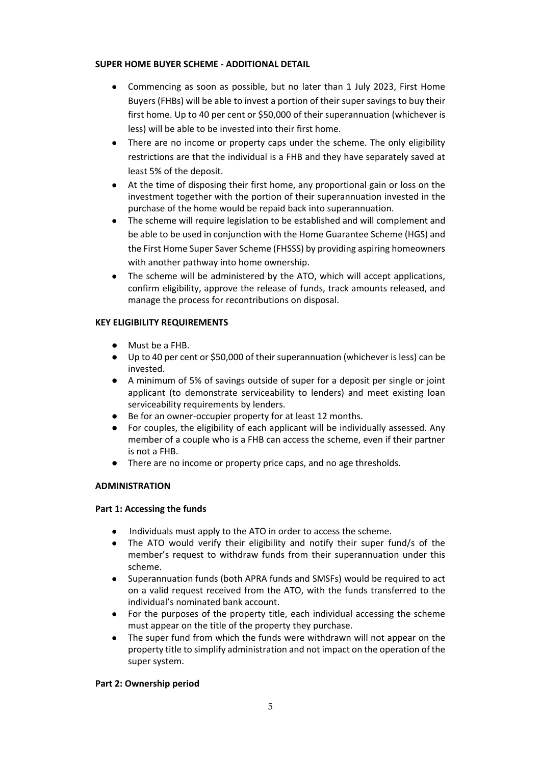**SUPER HOME BUYER SCHEME - ADDITIONAL DETAIL**

- Commencing as soon as possible, but no later than 1 July 2023, First Home Buyers (FHBs) will be able to invest a portion of their super savings to buy their first home. Up to 40 per cent or $50,000 of their superannuation (whichever is less) will be able to be invested into their first home.
- There are no income or property caps under the scheme. The only eligibility restrictions are that the individual is a FHB and they have separately saved at least 5% of the deposit.
- At the time of disposing their first home, any proportional gain or loss on the investment together with the portion of their superannuation invested in the purchase of the home would be repaid back into superannuation.
- The scheme will require legislation to be established and will complement and be able to be used in conjunction with the Home Guarantee Scheme (HGS) and the First Home Super Saver Scheme (FHSSS) by providing aspiring homeowners with another pathway into home ownership.
- The scheme will be administered by the ATO, which will accept applications, confirm eligibility, approve the release of funds, track amounts released, and manage the process for recontributions on disposal.

**KEY ELIGIBILITY REQUIREMENTS**

- Must be a FHB.
- Up to 40 per cent or $50,000 of their superannuation (whichever is less) can be invested.
- A minimum of 5% of savings outside of super for a deposit per single or joint applicant (to demonstrate serviceability to lenders) and meet existing loan serviceability requirements by lenders.
- Be for an owner-occupier property for at least 12 months.
- For couples, the eligibility of each applicant will be individually assessed. Any member of a couple who is a FHB can access the scheme, even if their partner is not a FHB.
- There are no income or property price caps, and no age thresholds.

**ADMINISTRATION**

**Part 1: Accessing the funds**

- Individuals must apply to the ATO in order to access the scheme.
- The ATO would verify their eligibility and notify their super fund/s of the member's request to withdraw funds from their superannuation under this scheme.
- Superannuation funds (both APRA funds and SMSFs) would be required to act on a valid request received from the ATO, with the funds transferred to the individual's nominated bank account.
- For the purposes of the property title, each individual accessing the scheme must appear on the title of the property they purchase.
- The super fund from which the funds were withdrawn will not appear on the property title to simplify administration and not impact on the operation of the super system.

**Part 2: Ownership period**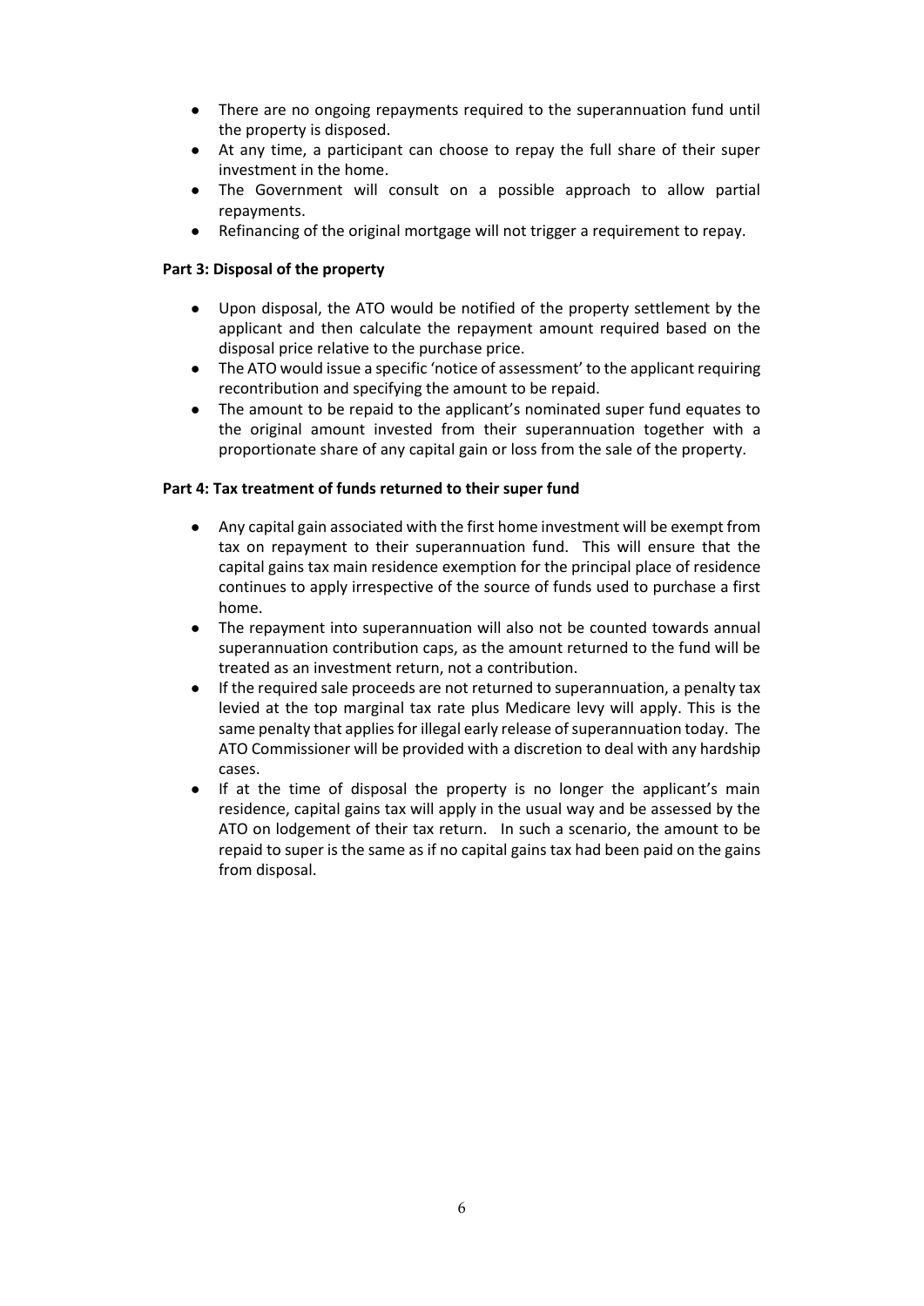- There are no ongoing repayments required to the superannuation fund until the property is disposed.
- At any time, a participant can choose to repay the full share of their super investment in the home.
- The Government will consult on a possible approach to allow partial repayments.
- Refinancing of the original mortgage will not trigger a requirement to repay.

**Part 3: Disposal of the property**

- Upon disposal, the ATO would be notified of the property settlement by the applicant and then calculate the repayment amount required based on the disposal price relative to the purchase price.
- The ATO would issue a specific 'notice of assessment' to the applicant requiring recontribution and specifying the amount to be repaid.
- The amount to be repaid to the applicant's nominated super fund equates to the original amount invested from their superannuation together with a proportionate share of any capital gain or loss from the sale of the property.

**Part 4: Tax treatment of funds returned to their super fund**

- Any capital gain associated with the first home investment will be exempt from tax on repayment to their superannuation fund. This will ensure that the capital gains tax main residence exemption for the principal place of residence continues to apply irrespective of the source of funds used to purchase a first home.
- The repayment into superannuation will also not be counted towards annual superannuation contribution caps, as the amount returned to the fund will be treated as an investment return, not a contribution.
- If the required sale proceeds are not returned to superannuation, a penalty tax levied at the top marginal tax rate plus Medicare levy will apply. This is the same penalty that applies for illegal early release of superannuation today. The ATO Commissioner will be provided with a discretion to deal with any hardship cases.
- If at the time of disposal the property is no longer the applicant's main residence, capital gains tax will apply in the usual way and be assessed by the ATO on lodgement of their tax return. In such a scenario, the amount to be repaid to super is the same as if no capital gains tax had been paid on the gains from disposal.